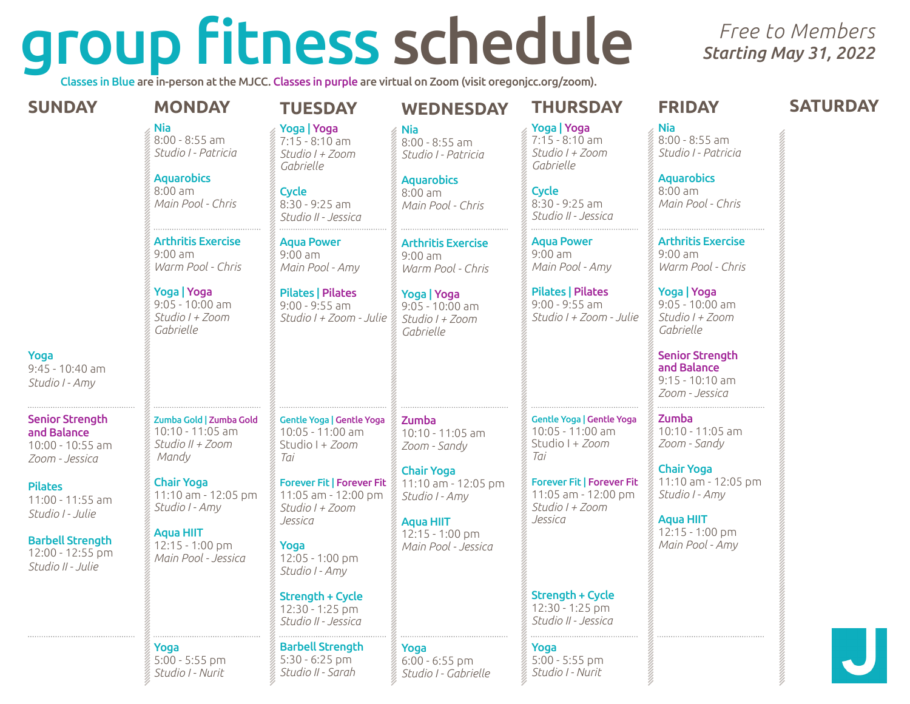# group fitness schedule

*Free to Members*
***Starting May 31, 2022***

Classes in Blue are in-person at the MJCC. Classes in purple are virtual on Zoom (visit oregonjcc.org/zoom).

## SUNDAY

**Yoga**
9:45 - 10:40 am
*Studio I - Amy*

**Senior Strength and Balance**
10:00 - 10:55 am
*Zoom - Jessica*

**Pilates**
11:00 - 11:55 am
*Studio I - Julie*

**Barbell Strength**
12:00 - 12:55 pm
*Studio II - Julie*

## MONDAY

**Nia**
8:00 - 8:55 am
*Studio I - Patricia*

**Aquarobics**
8:00 am
*Main Pool - Chris*

**Arthritis Exercise**
9:00 am
*Warm Pool - Chris*

**Yoga | Yoga**
9:05 - 10:00 am
*Studio I + Zoom*
*Gabrielle*

**Zumba Gold | Zumba Gold**
10:10 - 11:05 am
*Studio II + Zoom*
*Mandy*

**Chair Yoga**
11:10 am - 12:05 pm
*Studio I - Amy*

**Aqua HIIT**
12:15 - 1:00 pm
*Main Pool - Jessica*

**Yoga**
5:00 - 5:55 pm
*Studio I - Nurit*

## TUESDAY

**Yoga | Yoga**
7:15 - 8:10 am
*Studio I + Zoom*
*Gabrielle*

**Cycle**
8:30 - 9:25 am
*Studio II - Jessica*

**Aqua Power**
9:00 am
*Main Pool - Amy*

**Pilates | Pilates**
9:00 - 9:55 am
*Studio I + Zoom - Julie*

**Gentle Yoga | Gentle Yoga**
10:05 - 11:00 am
*Studio I + Zoom*
*Tai*

**Forever Fit | Forever Fit**
11:05 am - 12:00 pm
*Studio I + Zoom*
*Jessica*

**Yoga**
12:05 - 1:00 pm
*Studio I - Amy*

**Strength + Cycle**
12:30 - 1:25 pm
*Studio II - Jessica*

**Barbell Strength**
5:30 - 6:25 pm
*Studio II - Sarah*

## WEDNESDAY

**Nia**
8:00 - 8:55 am
*Studio I - Patricia*

**Aquarobics**
8:00 am
*Main Pool - Chris*

**Arthritis Exercise**
9:00 am
*Warm Pool - Chris*

**Yoga | Yoga**
9:05 - 10:00 am
*Studio I + Zoom*
*Gabrielle*

**Zumba**
10:10 - 11:05 am
*Zoom - Sandy*

**Chair Yoga**
11:10 am - 12:05 pm
*Studio I - Amy*

**Aqua HIIT**
12:15 - 1:00 pm
*Main Pool - Jessica*

**Yoga**
6:00 - 6:55 pm
*Studio I - Gabrielle*

## THURSDAY

**Yoga | Yoga**
7:15 - 8:10 am
*Studio I + Zoom*
*Gabrielle*

**Cycle**
8:30 - 9:25 am
*Studio II - Jessica*

**Aqua Power**
9:00 am
*Main Pool - Amy*

**Pilates | Pilates**
9:00 - 9:55 am
*Studio I + Zoom - Julie*

**Gentle Yoga | Gentle Yoga**
10:05 - 11:00 am
*Studio I + Zoom*
*Tai*

**Forever Fit | Forever Fit**
11:05 am - 12:00 pm
*Studio I + Zoom*
*Jessica*

**Strength + Cycle**
12:30 - 1:25 pm
*Studio II - Jessica*

**Yoga**
5:00 - 5:55 pm
*Studio I - Nurit*

## FRIDAY

**Nia**
8:00 - 8:55 am
*Studio I - Patricia*

**Aquarobics**
8:00 am
*Main Pool - Chris*

**Arthritis Exercise**
9:00 am
*Warm Pool - Chris*

**Yoga | Yoga**
9:05 - 10:00 am
*Studio I + Zoom*
*Gabrielle*

**Senior Strength and Balance**
9:15 - 10:10 am
*Zoom - Jessica*

**Zumba**
10:10 - 11:05 am
*Zoom - Sandy*

**Chair Yoga**
11:10 am - 12:05 pm
*Studio I - Amy*

**Aqua HIIT**
12:15 - 1:00 pm
*Main Pool - Amy*

## SATURDAY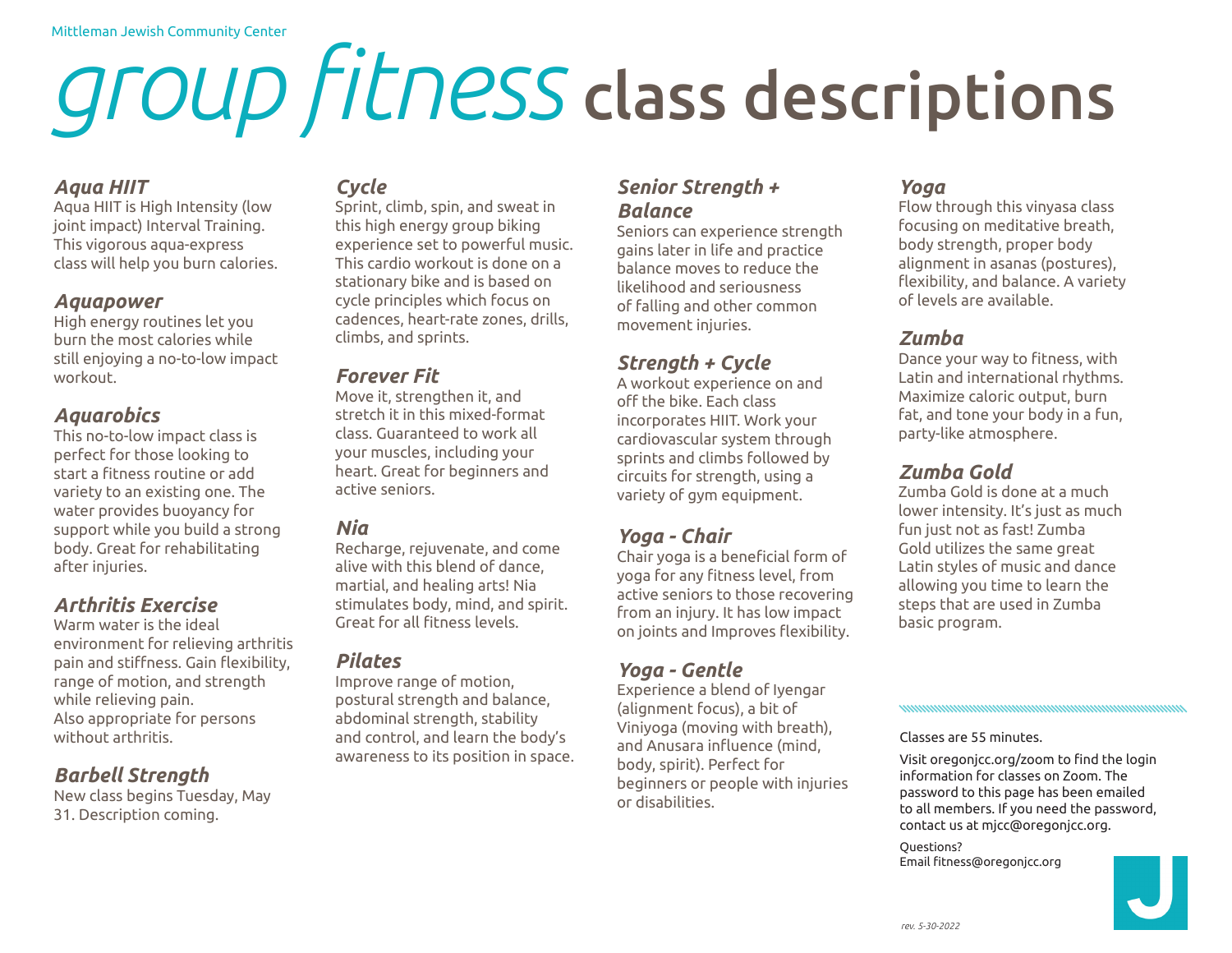Mittleman Jewish Community Center

# group fitness class descriptions

### *Aqua HIIT*
Aqua HIIT is High Intensity (low joint impact) Interval Training. This vigorous aqua-express class will help you burn calories.

### *Aquapower*
High energy routines let you burn the most calories while still enjoying a no-to-low impact workout.

### *Aquarobics*
This no-to-low impact class is perfect for those looking to start a fitness routine or add variety to an existing one. The water provides buoyancy for support while you build a strong body. Great for rehabilitating after injuries.

### *Arthritis Exercise*
Warm water is the ideal environment for relieving arthritis pain and stiffness. Gain flexibility, range of motion, and strength while relieving pain.
Also appropriate for persons without arthritis.

### *Barbell Strength*
New class begins Tuesday, May 31. Description coming.

### *Cycle*
Sprint, climb, spin, and sweat in this high energy group biking experience set to powerful music. This cardio workout is done on a stationary bike and is based on cycle principles which focus on cadences, heart-rate zones, drills, climbs, and sprints.

### *Forever Fit*
Move it, strengthen it, and stretch it in this mixed-format class. Guaranteed to work all your muscles, including your heart. Great for beginners and active seniors.

### *Nia*
Recharge, rejuvenate, and come alive with this blend of dance, martial, and healing arts! Nia stimulates body, mind, and spirit. Great for all fitness levels.

### *Pilates*
Improve range of motion, postural strength and balance, abdominal strength, stability and control, and learn the body's awareness to its position in space.

### *Senior Strength + Balance*
Seniors can experience strength gains later in life and practice balance moves to reduce the likelihood and seriousness of falling and other common movement injuries.

### *Strength + Cycle*
A workout experience on and off the bike. Each class incorporates HIIT. Work your cardiovascular system through sprints and climbs followed by circuits for strength, using a variety of gym equipment.

### *Yoga - Chair*
Chair yoga is a beneficial form of yoga for any fitness level, from active seniors to those recovering from an injury. It has low impact on joints and Improves flexibility.

### *Yoga - Gentle*
Experience a blend of Iyengar (alignment focus), a bit of Viniyoga (moving with breath), and Anusara influence (mind, body, spirit). Perfect for beginners or people with injuries or disabilities.

### *Yoga*
Flow through this vinyasa class focusing on meditative breath, body strength, proper body alignment in asanas (postures), flexibility, and balance. A variety of levels are available.

### *Zumba*
Dance your way to fitness, with Latin and international rhythms. Maximize caloric output, burn fat, and tone your body in a fun, party-like atmosphere.

### *Zumba Gold*
Zumba Gold is done at a much lower intensity. It's just as much fun just not as fast! Zumba Gold utilizes the same great Latin styles of music and dance allowing you time to learn the steps that are used in Zumba basic program.

---

Classes are 55 minutes.

Visit oregonjcc.org/zoom to find the login information for classes on Zoom. The password to this page has been emailed to all members. If you need the password, contact us at mjcc@oregonjcc.org.

Questions?
Email fitness@oregonjcc.org

*rev. 5-30-2022*